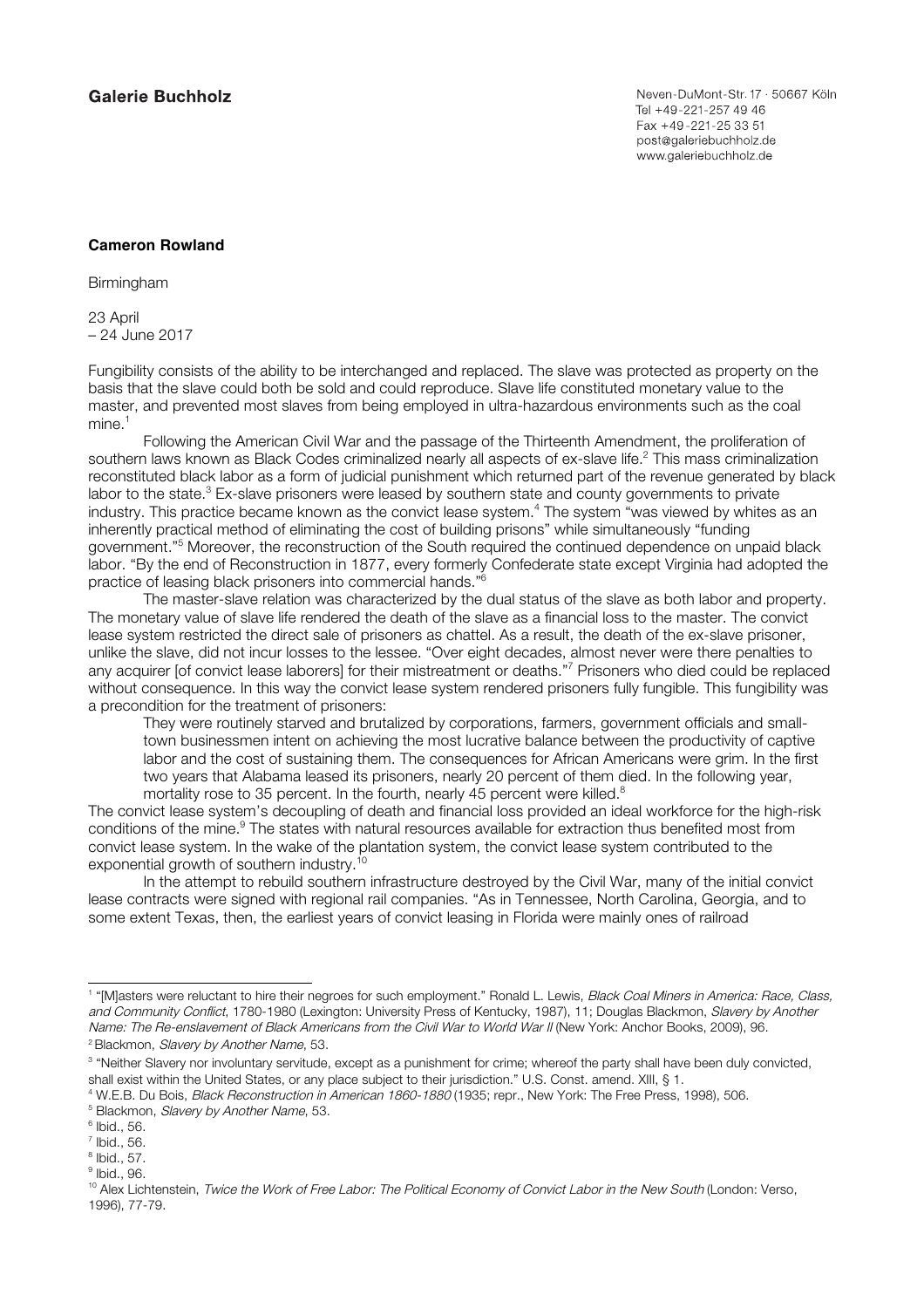**Galerie Buchholz**

Neven-DuMont-Str. 17 · 50667 Köln
Tel +49-221-257 49 46
Fax +49-221-25 33 51
post@galeriebuchholz.de
www.galeriebuchholz.de

**Cameron Rowland**

Birmingham

23 April
– 24 June 2017

Fungibility consists of the ability to be interchanged and replaced. The slave was protected as property on the basis that the slave could both be sold and could reproduce. Slave life constituted monetary value to the master, and prevented most slaves from being employed in ultra-hazardous environments such as the coal mine.[1]

Following the American Civil War and the passage of the Thirteenth Amendment, the proliferation of southern laws known as Black Codes criminalized nearly all aspects of ex-slave life.[2] This mass criminalization reconstituted black labor as a form of judicial punishment which returned part of the revenue generated by black labor to the state.[3] Ex-slave prisoners were leased by southern state and county governments to private industry. This practice became known as the convict lease system.[4] The system "was viewed by whites as an inherently practical method of eliminating the cost of building prisons" while simultaneously "funding government."[5] Moreover, the reconstruction of the South required the continued dependence on unpaid black labor. "By the end of Reconstruction in 1877, every formerly Confederate state except Virginia had adopted the practice of leasing black prisoners into commercial hands."[6]

The master-slave relation was characterized by the dual status of the slave as both labor and property. The monetary value of slave life rendered the death of the slave as a financial loss to the master. The convict lease system restricted the direct sale of prisoners as chattel. As a result, the death of the ex-slave prisoner, unlike the slave, did not incur losses to the lessee. "Over eight decades, almost never were there penalties to any acquirer [of convict lease laborers] for their mistreatment or deaths."[7] Prisoners who died could be replaced without consequence. In this way the convict lease system rendered prisoners fully fungible. This fungibility was a precondition for the treatment of prisoners:

> They were routinely starved and brutalized by corporations, farmers, government officials and small-town businessmen intent on achieving the most lucrative balance between the productivity of captive labor and the cost of sustaining them. The consequences for African Americans were grim. In the first two years that Alabama leased its prisoners, nearly 20 percent of them died. In the following year, mortality rose to 35 percent. In the fourth, nearly 45 percent were killed.[8]

The convict lease system's decoupling of death and financial loss provided an ideal workforce for the high-risk conditions of the mine.[9] The states with natural resources available for extraction thus benefited most from convict lease system. In the wake of the plantation system, the convict lease system contributed to the exponential growth of southern industry.[10]

In the attempt to rebuild southern infrastructure destroyed by the Civil War, many of the initial convict lease contracts were signed with regional rail companies. "As in Tennessee, North Carolina, Georgia, and to some extent Texas, then, the earliest years of convict leasing in Florida were mainly ones of railroad

---

[1] "[M]asters were reluctant to hire their negroes for such employment." Ronald L. Lewis, *Black Coal Miners in America: Race, Class, and Community Conflict*, 1780-1980 (Lexington: University Press of Kentucky, 1987), 11; Douglas Blackmon, *Slavery by Another Name: The Re-enslavement of Black Americans from the Civil War to World War II* (New York: Anchor Books, 2009), 96.

[2] Blackmon, *Slavery by Another Name*, 53.

[3] "Neither Slavery nor involuntary servitude, except as a punishment for crime; whereof the party shall have been duly convicted, shall exist within the United States, or any place subject to their jurisdiction." U.S. Const. amend. XIII, § 1.

[4] W.E.B. Du Bois, *Black Reconstruction in American 1860-1880* (1935; repr., New York: The Free Press, 1998), 506.

[5] Blackmon, *Slavery by Another Name*, 53.

[6] Ibid., 56.

[7] Ibid., 56.

[8] Ibid., 57.

[9] Ibid., 96.

[10] Alex Lichtenstein, *Twice the Work of Free Labor: The Political Economy of Convict Labor in the New South* (London: Verso, 1996), 77-79.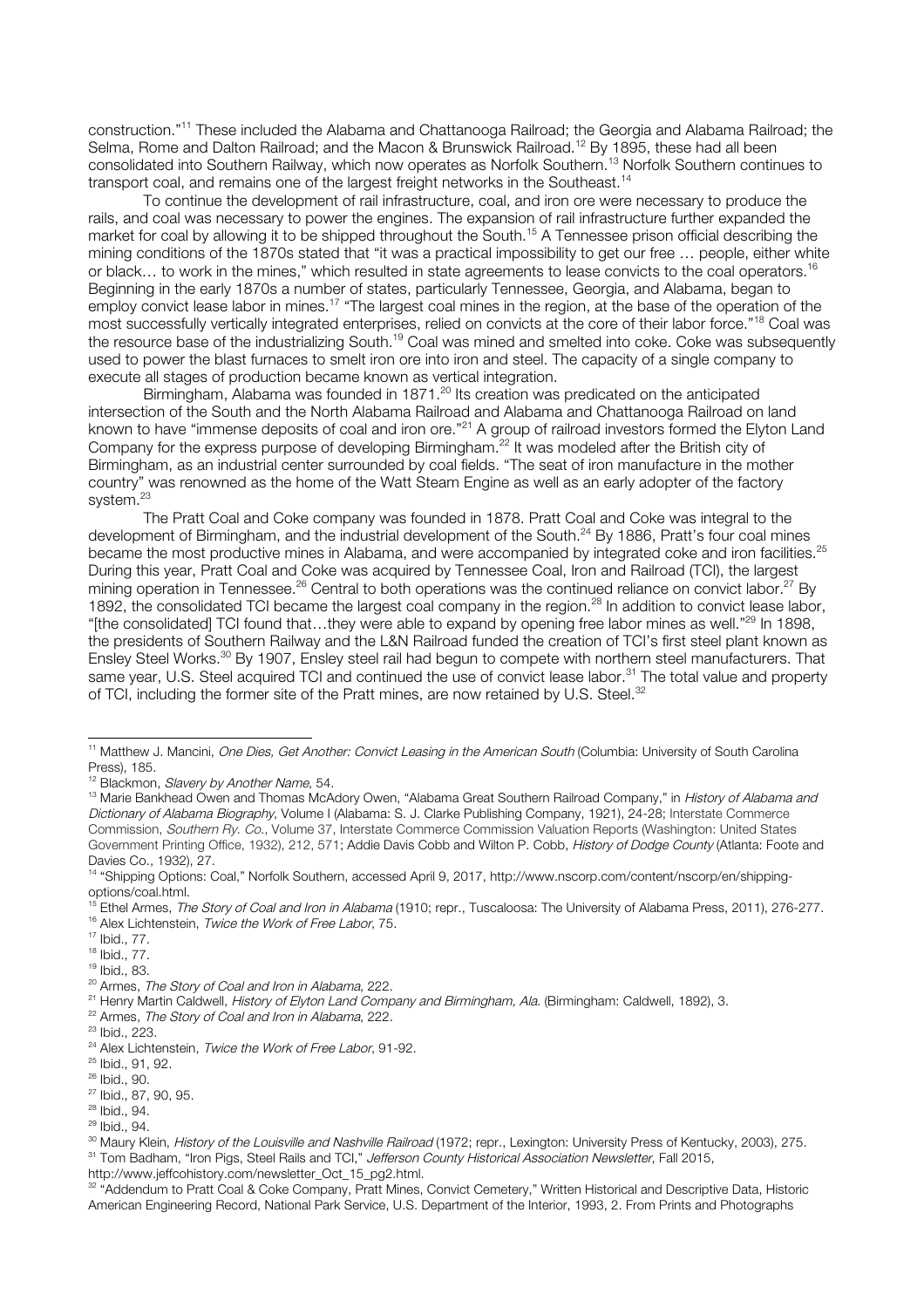construction."[11] These included the Alabama and Chattanooga Railroad; the Georgia and Alabama Railroad; the Selma, Rome and Dalton Railroad; and the Macon & Brunswick Railroad.[12] By 1895, these had all been consolidated into Southern Railway, which now operates as Norfolk Southern.[13] Norfolk Southern continues to transport coal, and remains one of the largest freight networks in the Southeast.[14]

To continue the development of rail infrastructure, coal, and iron ore were necessary to produce the rails, and coal was necessary to power the engines. The expansion of rail infrastructure further expanded the market for coal by allowing it to be shipped throughout the South.[15] A Tennessee prison official describing the mining conditions of the 1870s stated that "it was a practical impossibility to get our free … people, either white or black… to work in the mines," which resulted in state agreements to lease convicts to the coal operators.[16] Beginning in the early 1870s a number of states, particularly Tennessee, Georgia, and Alabama, began to employ convict lease labor in mines.[17] "The largest coal mines in the region, at the base of the operation of the most successfully vertically integrated enterprises, relied on convicts at the core of their labor force."[18] Coal was the resource base of the industrializing South.[19] Coal was mined and smelted into coke. Coke was subsequently used to power the blast furnaces to smelt iron ore into iron and steel. The capacity of a single company to execute all stages of production became known as vertical integration.

Birmingham, Alabama was founded in 1871.[20] Its creation was predicated on the anticipated intersection of the South and the North Alabama Railroad and Alabama and Chattanooga Railroad on land known to have "immense deposits of coal and iron ore."[21] A group of railroad investors formed the Elyton Land Company for the express purpose of developing Birmingham.[22] It was modeled after the British city of Birmingham, as an industrial center surrounded by coal fields. "The seat of iron manufacture in the mother country" was renowned as the home of the Watt Steam Engine as well as an early adopter of the factory system.[23]

The Pratt Coal and Coke company was founded in 1878. Pratt Coal and Coke was integral to the development of Birmingham, and the industrial development of the South.[24] By 1886, Pratt's four coal mines became the most productive mines in Alabama, and were accompanied by integrated coke and iron facilities.[25] During this year, Pratt Coal and Coke was acquired by Tennessee Coal, Iron and Railroad (TCI), the largest mining operation in Tennessee.[26] Central to both operations was the continued reliance on convict labor.[27] By 1892, the consolidated TCI became the largest coal company in the region.[28] In addition to convict lease labor, "[the consolidated] TCI found that…they were able to expand by opening free labor mines as well."[29] In 1898, the presidents of Southern Railway and the L&N Railroad funded the creation of TCI's first steel plant known as Ensley Steel Works.[30] By 1907, Ensley steel rail had begun to compete with northern steel manufacturers. That same year, U.S. Steel acquired TCI and continued the use of convict lease labor.[31] The total value and property of TCI, including the former site of the Pratt mines, are now retained by U.S. Steel.[32]

---

[11] Matthew J. Mancini, *One Dies, Get Another: Convict Leasing in the American South* (Columbia: University of South Carolina Press), 185.

[12] Blackmon, *Slavery by Another Name*, 54.

[13] Marie Bankhead Owen and Thomas McAdory Owen, "Alabama Great Southern Railroad Company," in *History of Alabama and Dictionary of Alabama Biography*, Volume I (Alabama: S. J. Clarke Publishing Company, 1921), 24-28; Interstate Commerce Commission, *Southern Ry. Co.*, Volume 37, Interstate Commerce Commission Valuation Reports (Washington: United States Government Printing Office, 1932), 212, 571; Addie Davis Cobb and Wilton P. Cobb, *History of Dodge County* (Atlanta: Foote and Davies Co., 1932), 27.

[14] "Shipping Options: Coal," Norfolk Southern, accessed April 9, 2017, http://www.nscorp.com/content/nscorp/en/shipping-options/coal.html.

[15] Ethel Armes, *The Story of Coal and Iron in Alabama* (1910; repr., Tuscaloosa: The University of Alabama Press, 2011), 276-277.

[16] Alex Lichtenstein, *Twice the Work of Free Labor*, 75.

[17] Ibid., 77.

[18] Ibid., 77.

[19] Ibid., 83.

[20] Armes, *The Story of Coal and Iron in Alabama*, 222.

[21] Henry Martin Caldwell, *History of Elyton Land Company and Birmingham, Ala.* (Birmingham: Caldwell, 1892), 3.

[22] Armes, *The Story of Coal and Iron in Alabama*, 222.

[23] Ibid., 223.

[24] Alex Lichtenstein, *Twice the Work of Free Labor*, 91-92.

[25] Ibid., 91, 92.

[26] Ibid., 90.

[27] Ibid., 87, 90, 95.

[28] Ibid., 94.

[29] Ibid., 94.

[30] Maury Klein, *History of the Louisville and Nashville Railroad* (1972; repr., Lexington: University Press of Kentucky, 2003), 275.

[31] Tom Badham, "Iron Pigs, Steel Rails and TCI," *Jefferson County Historical Association Newsletter*, Fall 2015, http://www.jeffcohistory.com/newsletter_Oct_15_pg2.html.

[32] "Addendum to Pratt Coal & Coke Company, Pratt Mines, Convict Cemetery," Written Historical and Descriptive Data, Historic American Engineering Record, National Park Service, U.S. Department of the Interior, 1993, 2. From Prints and Photographs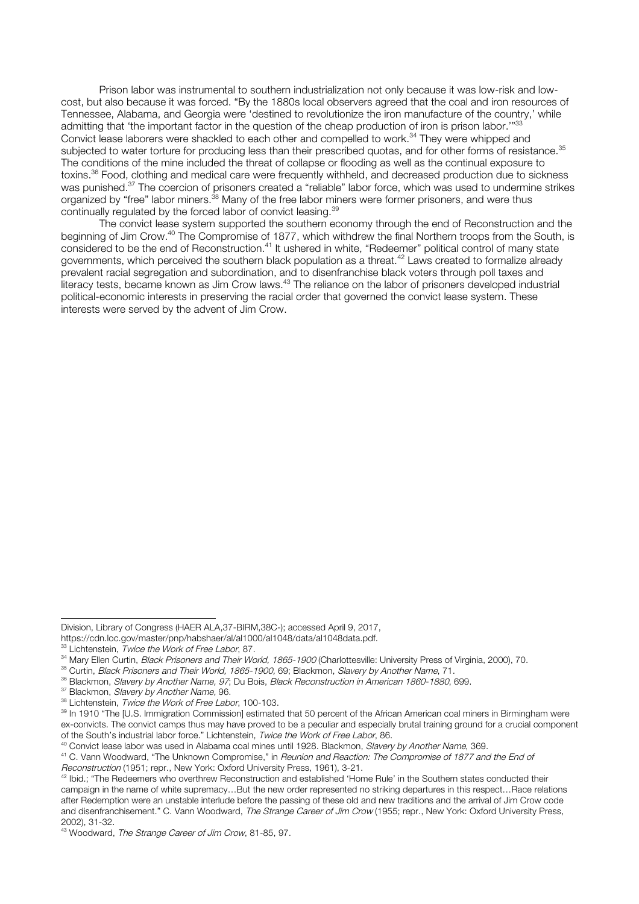Prison labor was instrumental to southern industrialization not only because it was low-risk and low-cost, but also because it was forced. "By the 1880s local observers agreed that the coal and iron resources of Tennessee, Alabama, and Georgia were 'destined to revolutionize the iron manufacture of the country,' while admitting that 'the important factor in the question of the cheap production of iron is prison labor.'"[33] Convict lease laborers were shackled to each other and compelled to work.[34] They were whipped and subjected to water torture for producing less than their prescribed quotas, and for other forms of resistance.[35] The conditions of the mine included the threat of collapse or flooding as well as the continual exposure to toxins.[36] Food, clothing and medical care were frequently withheld, and decreased production due to sickness was punished.[37] The coercion of prisoners created a "reliable" labor force, which was used to undermine strikes organized by "free" labor miners.[38] Many of the free labor miners were former prisoners, and were thus continually regulated by the forced labor of convict leasing.[39]

The convict lease system supported the southern economy through the end of Reconstruction and the beginning of Jim Crow.[40] The Compromise of 1877, which withdrew the final Northern troops from the South, is considered to be the end of Reconstruction.[41] It ushered in white, "Redeemer" political control of many state governments, which perceived the southern black population as a threat.[42] Laws created to formalize already prevalent racial segregation and subordination, and to disenfranchise black voters through poll taxes and literacy tests, became known as Jim Crow laws.[43] The reliance on the labor of prisoners developed industrial political-economic interests in preserving the racial order that governed the convict lease system. These interests were served by the advent of Jim Crow.

---

Division, Library of Congress (HAER ALA,37-BIRM,38C-); accessed April 9, 2017, https://cdn.loc.gov/master/pnp/habshaer/al/al1000/al1048/data/al1048data.pdf.

[33] Lichtenstein, *Twice the Work of Free Labor*, 87.

[34] Mary Ellen Curtin, *Black Prisoners and Their World, 1865-1900* (Charlottesville: University Press of Virginia, 2000), 70.

[35] Curtin, *Black Prisoners and Their World, 1865-1900*, 69; Blackmon, *Slavery by Another Name*, 71.

[36] Blackmon, *Slavery by Another Name, 97*; Du Bois, *Black Reconstruction in American 1860-1880*, 699.

[37] Blackmon, *Slavery by Another Name,* 96.

[38] Lichtenstein, *Twice the Work of Free Labor*, 100-103.

[39] In 1910 "The [U.S. Immigration Commission] estimated that 50 percent of the African American coal miners in Birmingham were ex-convicts. The convict camps thus may have proved to be a peculiar and especially brutal training ground for a crucial component of the South's industrial labor force." Lichtenstein, *Twice the Work of Free Labor*, 86.

[40] Convict lease labor was used in Alabama coal mines until 1928. Blackmon, *Slavery by Another Name*, 369.

[41] C. Vann Woodward, "The Unknown Compromise," in *Reunion and Reaction: The Compromise of 1877 and the End of Reconstruction* (1951; repr., New York: Oxford University Press, 1961), 3-21.

[42] Ibid.; "The Redeemers who overthrew Reconstruction and established 'Home Rule' in the Southern states conducted their campaign in the name of white supremacy…But the new order represented no striking departures in this respect…Race relations after Redemption were an unstable interlude before the passing of these old and new traditions and the arrival of Jim Crow code and disenfranchisement." C. Vann Woodward, *The Strange Career of Jim Crow* (1955; repr., New York: Oxford University Press, 2002), 31-32.

[43] Woodward, *The Strange Career of Jim Crow*, 81-85, 97.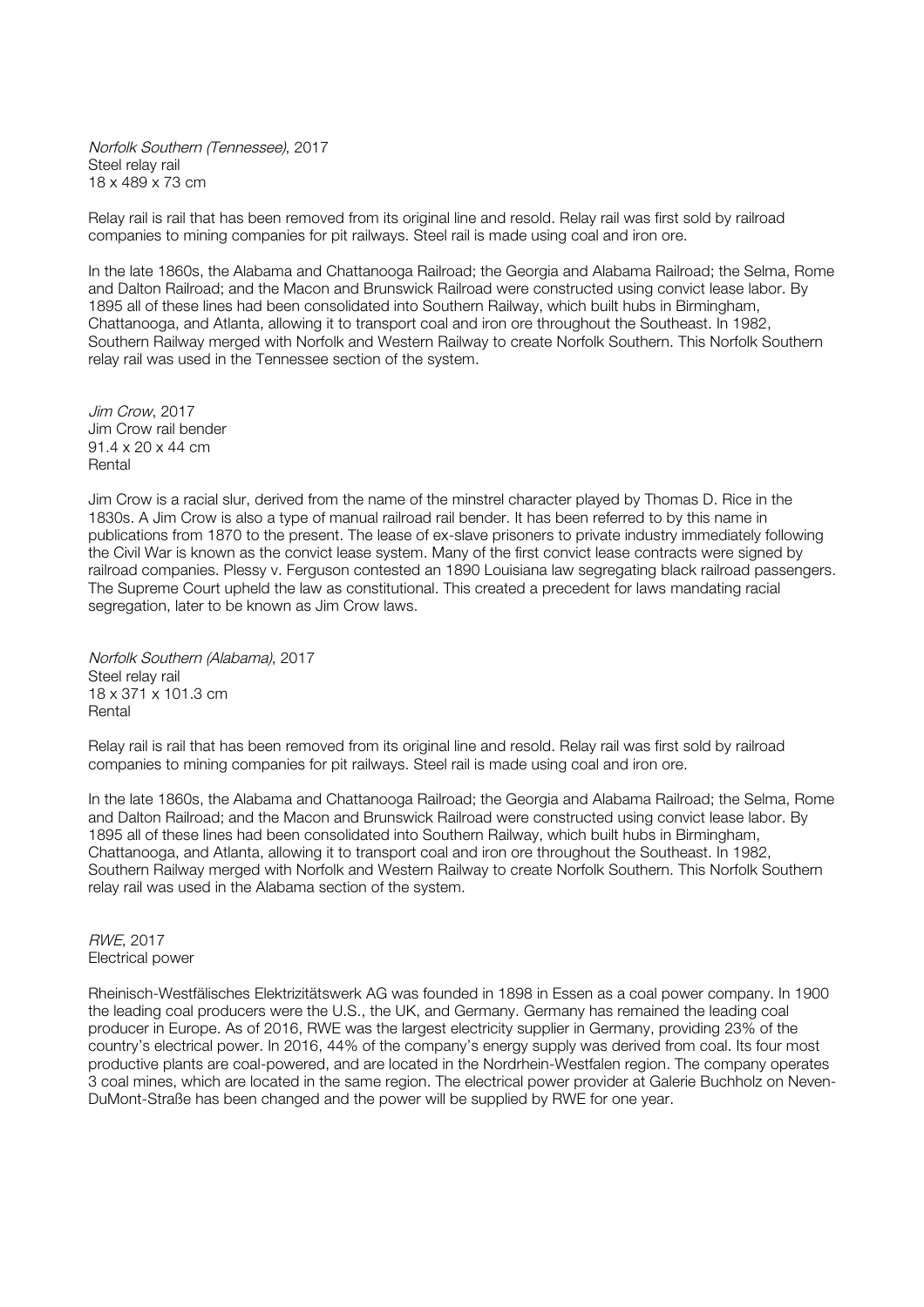*Norfolk Southern (Tennessee)*, 2017
Steel relay rail
18 x 489 x 73 cm

Relay rail is rail that has been removed from its original line and resold. Relay rail was first sold by railroad companies to mining companies for pit railways. Steel rail is made using coal and iron ore.

In the late 1860s, the Alabama and Chattanooga Railroad; the Georgia and Alabama Railroad; the Selma, Rome and Dalton Railroad; and the Macon and Brunswick Railroad were constructed using convict lease labor. By 1895 all of these lines had been consolidated into Southern Railway, which built hubs in Birmingham, Chattanooga, and Atlanta, allowing it to transport coal and iron ore throughout the Southeast. In 1982, Southern Railway merged with Norfolk and Western Railway to create Norfolk Southern. This Norfolk Southern relay rail was used in the Tennessee section of the system.

*Jim Crow*, 2017
Jim Crow rail bender
91.4 x 20 x 44 cm
Rental

Jim Crow is a racial slur, derived from the name of the minstrel character played by Thomas D. Rice in the 1830s. A Jim Crow is also a type of manual railroad rail bender. It has been referred to by this name in publications from 1870 to the present. The lease of ex-slave prisoners to private industry immediately following the Civil War is known as the convict lease system. Many of the first convict lease contracts were signed by railroad companies. Plessy v. Ferguson contested an 1890 Louisiana law segregating black railroad passengers. The Supreme Court upheld the law as constitutional. This created a precedent for laws mandating racial segregation, later to be known as Jim Crow laws.

*Norfolk Southern (Alabama)*, 2017
Steel relay rail
18 x 371 x 101.3 cm
Rental

Relay rail is rail that has been removed from its original line and resold. Relay rail was first sold by railroad companies to mining companies for pit railways. Steel rail is made using coal and iron ore.

In the late 1860s, the Alabama and Chattanooga Railroad; the Georgia and Alabama Railroad; the Selma, Rome and Dalton Railroad; and the Macon and Brunswick Railroad were constructed using convict lease labor. By 1895 all of these lines had been consolidated into Southern Railway, which built hubs in Birmingham, Chattanooga, and Atlanta, allowing it to transport coal and iron ore throughout the Southeast. In 1982, Southern Railway merged with Norfolk and Western Railway to create Norfolk Southern. This Norfolk Southern relay rail was used in the Alabama section of the system.

*RWE*, 2017
Electrical power

Rheinisch-Westfälisches Elektrizitätswerk AG was founded in 1898 in Essen as a coal power company. In 1900 the leading coal producers were the U.S., the UK, and Germany. Germany has remained the leading coal producer in Europe. As of 2016, RWE was the largest electricity supplier in Germany, providing 23% of the country's electrical power. In 2016, 44% of the company's energy supply was derived from coal. Its four most productive plants are coal-powered, and are located in the Nordrhein-Westfalen region. The company operates 3 coal mines, which are located in the same region. The electrical power provider at Galerie Buchholz on Neven-DuMont-Straße has been changed and the power will be supplied by RWE for one year.